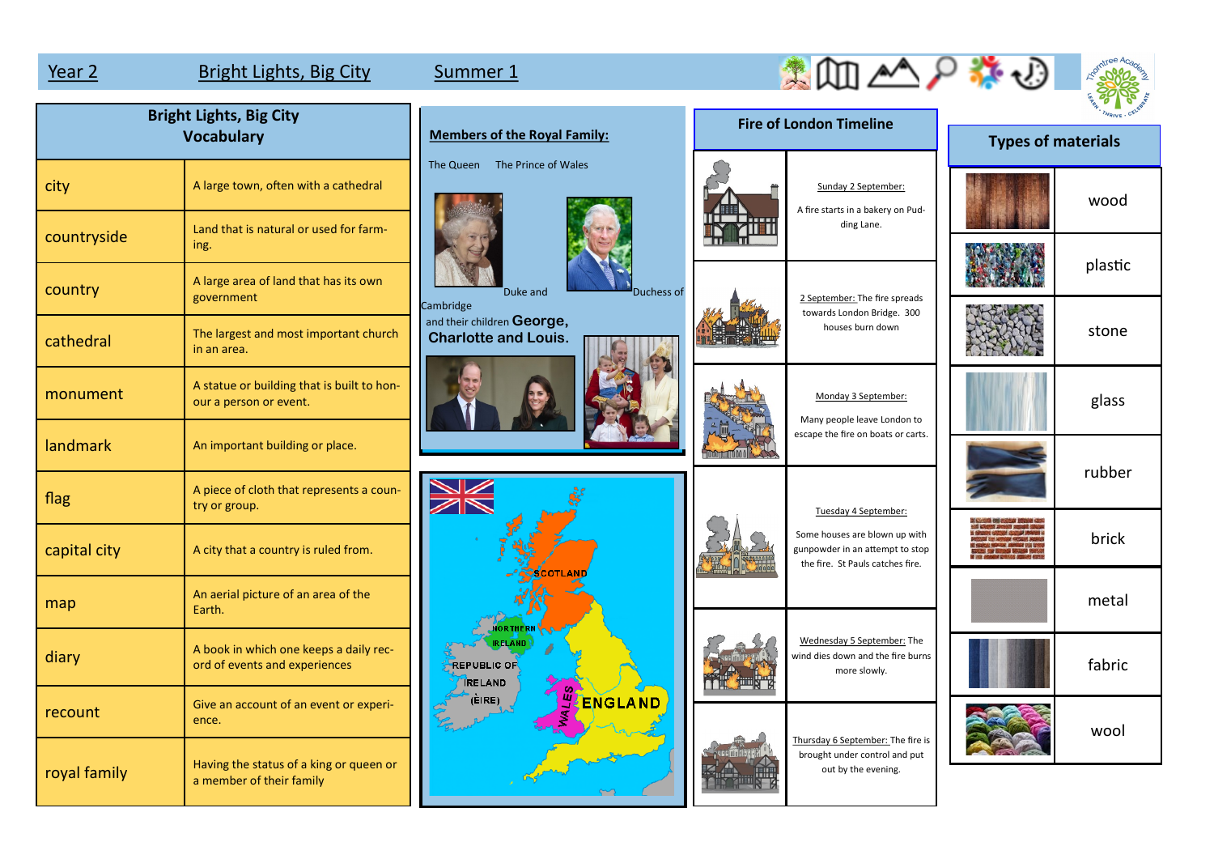Year 2 Bright Lights, Big City Summer 1

## Bright Lights, Big City Vocabulary

| Word | Meaning |
|---|---|
| city | A large town, often with a cathedral |
| countryside | Land that is natural or used for farming. |
| country | A large area of land that has its own government |
| cathedral | The largest and most important church in an area. |
| monument | A statue or building that is built to honour a person or event. |
| landmark | An important building or place. |
| flag | A piece of cloth that represents a country or group. |
| capital city | A city that a country is ruled from. |
| map | An aerial picture of an area of the Earth. |
| diary | A book in which one keeps a daily record of events and experiences |
| recount | Give an account of an event or experience. |
| royal family | Having the status of a king or queen or a member of their family |

## Members of the Royal Family:

The Queen The Prince of Wales

Duke and Duchess of Cambridge and their children **George, Charlotte and Louis.**

SCOTLAND

NORTHERN IRELAND

REPUBLIC OF IRELAND (EIRE)

WALES

ENGLAND

## Fire of London Timeline

| Date | Event |
|---|---|
| Sunday 2 September: | A fire starts in a bakery on Pudding Lane. |
| 2 September: | The fire spreads towards London Bridge. 300 houses burn down |
| Monday 3 September: | Many people leave London to escape the fire on boats or carts. |
| Tuesday 4 September: | Some houses are blown up with gunpowder in an attempt to stop the fire. St Pauls catches fire. |
| Wednesday 5 September: | The wind dies down and the fire burns more slowly. |
| Thursday 6 September: | The fire is brought under control and put out by the evening. |

## Types of materials

- wood
- plastic
- stone
- glass
- rubber
- brick
- metal
- fabric
- wool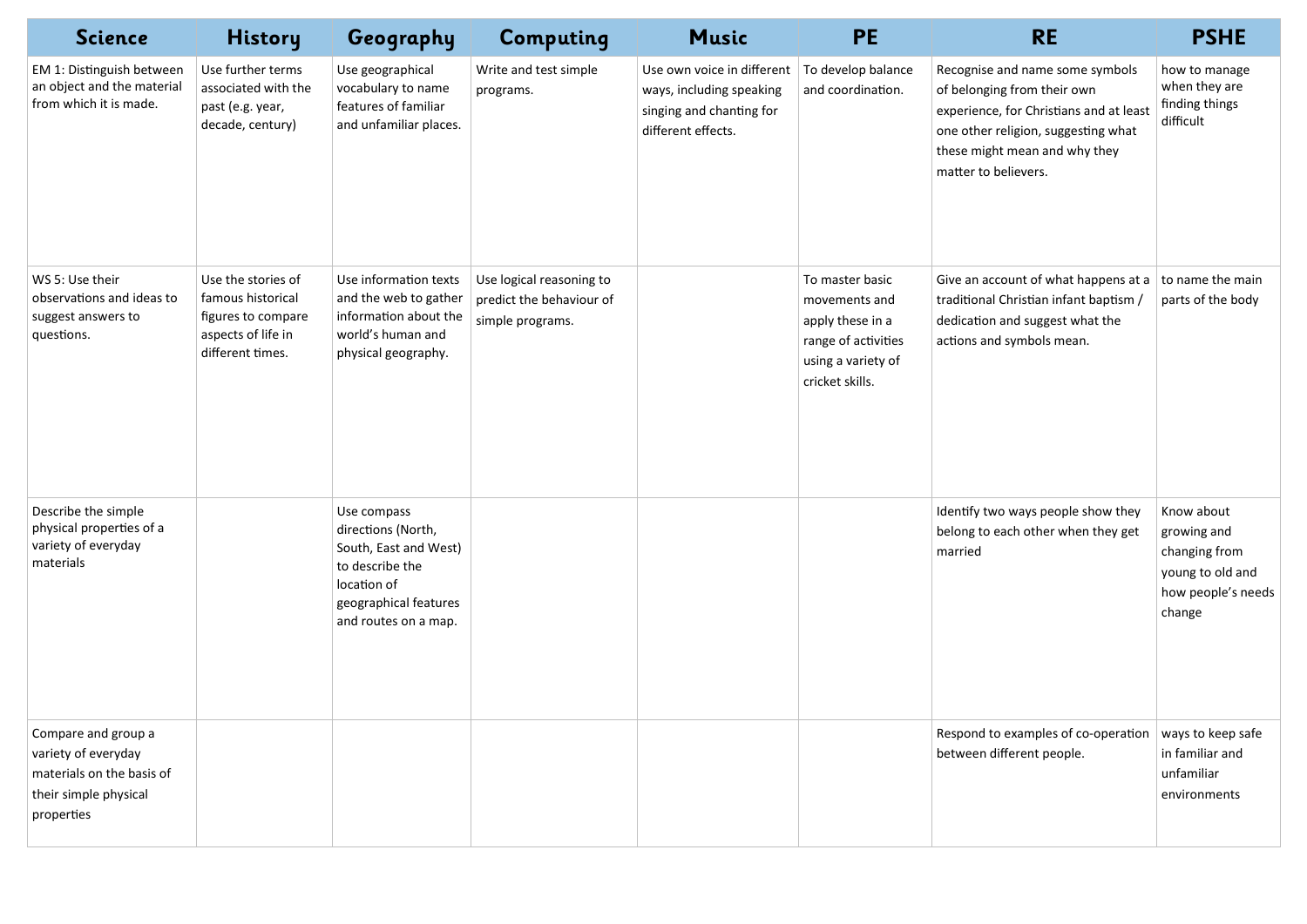| Science | History | Geography | Computing | Music | PE | RE | PSHE |
|---|---|---|---|---|---|---|---|
| EM 1: Distinguish between an object and the material from which it is made. | Use further terms associated with the past (e.g. year, decade, century) | Use geographical vocabulary to name features of familiar and unfamiliar places. | Write and test simple programs. | Use own voice in different ways, including speaking singing and chanting for different effects. | To develop balance and coordination. | Recognise and name some symbols of belonging from their own experience, for Christians and at least one other religion, suggesting what these might mean and why they matter to believers. | how to manage when they are finding things difficult |
| WS 5: Use their observations and ideas to suggest answers to questions. | Use the stories of famous historical figures to compare aspects of life in different times. | Use information texts and the web to gather information about the world's human and physical geography. | Use logical reasoning to predict the behaviour of simple programs. | | To master basic movements and apply these in a range of activities using a variety of cricket skills. | Give an account of what happens at a traditional Christian infant baptism / dedication and suggest what the actions and symbols mean. | to name the main parts of the body |
| Describe the simple physical properties of a variety of everyday materials | | Use compass directions (North, South, East and West) to describe the location of geographical features and routes on a map. | | | | Identify two ways people show they belong to each other when they get married | Know about growing and changing from young to old and how people's needs change |
| Compare and group a variety of everyday materials on the basis of their simple physical properties | | | | | | Respond to examples of co-operation between different people. | ways to keep safe in familiar and unfamiliar environments |